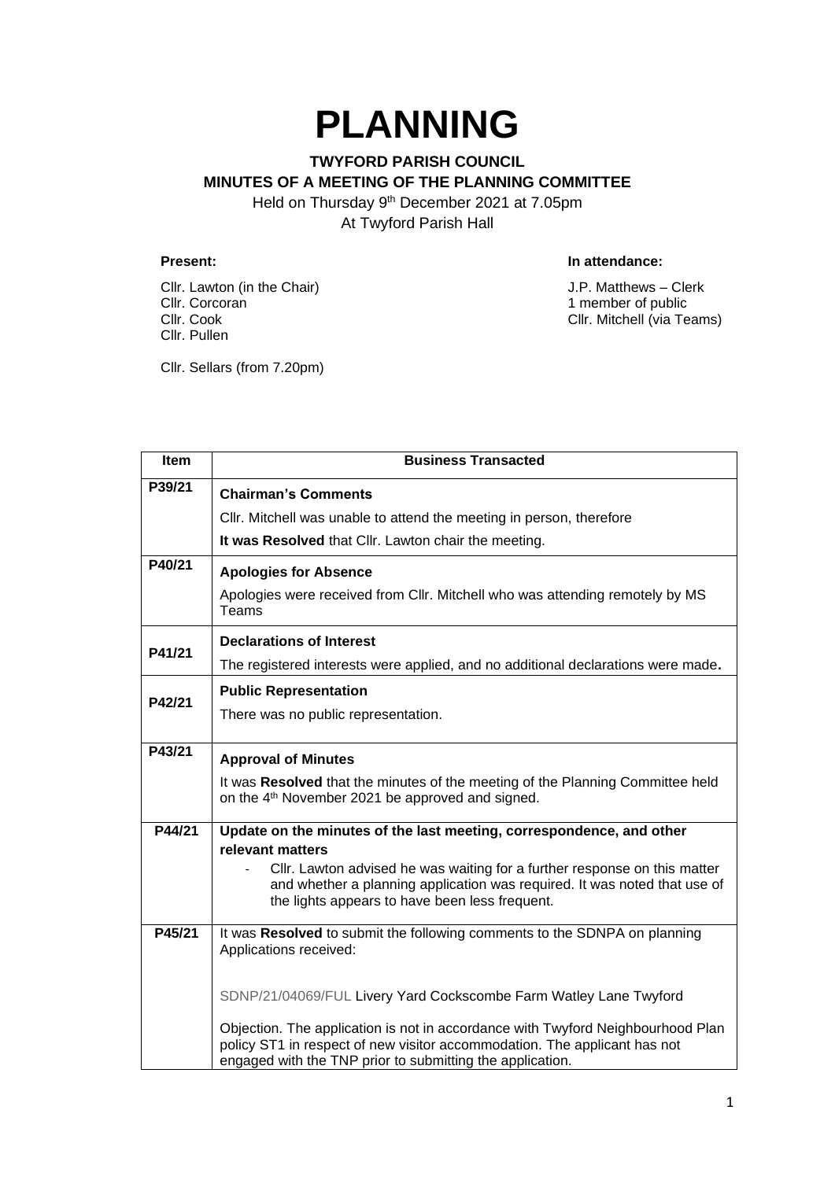# PLANNING

**TWYFORD PARISH COUNCIL**
**MINUTES OF A MEETING OF THE PLANNING COMMITTEE**

Held on Thursday 9th December 2021 at 7.05pm
At Twyford Parish Hall

**Present:**

Cllr. Lawton (in the Chair)
Cllr. Corcoran
Cllr. Cook
Cllr. Pullen

Cllr. Sellars (from 7.20pm)

**In attendance:**

J.P. Matthews – Clerk
1 member of public
Cllr. Mitchell (via Teams)

| Item | Business Transacted |
|---|---|
| P39/21 | **Chairman's Comments**<br>Cllr. Mitchell was unable to attend the meeting in person, therefore<br>**It was Resolved** that Cllr. Lawton chair the meeting. |
| P40/21 | **Apologies for Absence**<br>Apologies were received from Cllr. Mitchell who was attending remotely by MS Teams |
| P41/21 | **Declarations of Interest**<br>The registered interests were applied, and no additional declarations were made**.** |
| P42/21 | **Public Representation**<br>There was no public representation. |
| P43/21 | **Approval of Minutes**<br>It was **Resolved** that the minutes of the meeting of the Planning Committee held on the 4th November 2021 be approved and signed. |
| P44/21 | **Update on the minutes of the last meeting, correspondence, and other relevant matters**<br>- Cllr. Lawton advised he was waiting for a further response on this matter and whether a planning application was required. It was noted that use of the lights appears to have been less frequent. |
| P45/21 | It was **Resolved** to submit the following comments to the SDNPA on planning Applications received:<br><br>SDNP/21/04069/FUL Livery Yard Cockscombe Farm Watley Lane Twyford<br><br>Objection. The application is not in accordance with Twyford Neighbourhood Plan policy ST1 in respect of new visitor accommodation. The applicant has not engaged with the TNP prior to submitting the application. |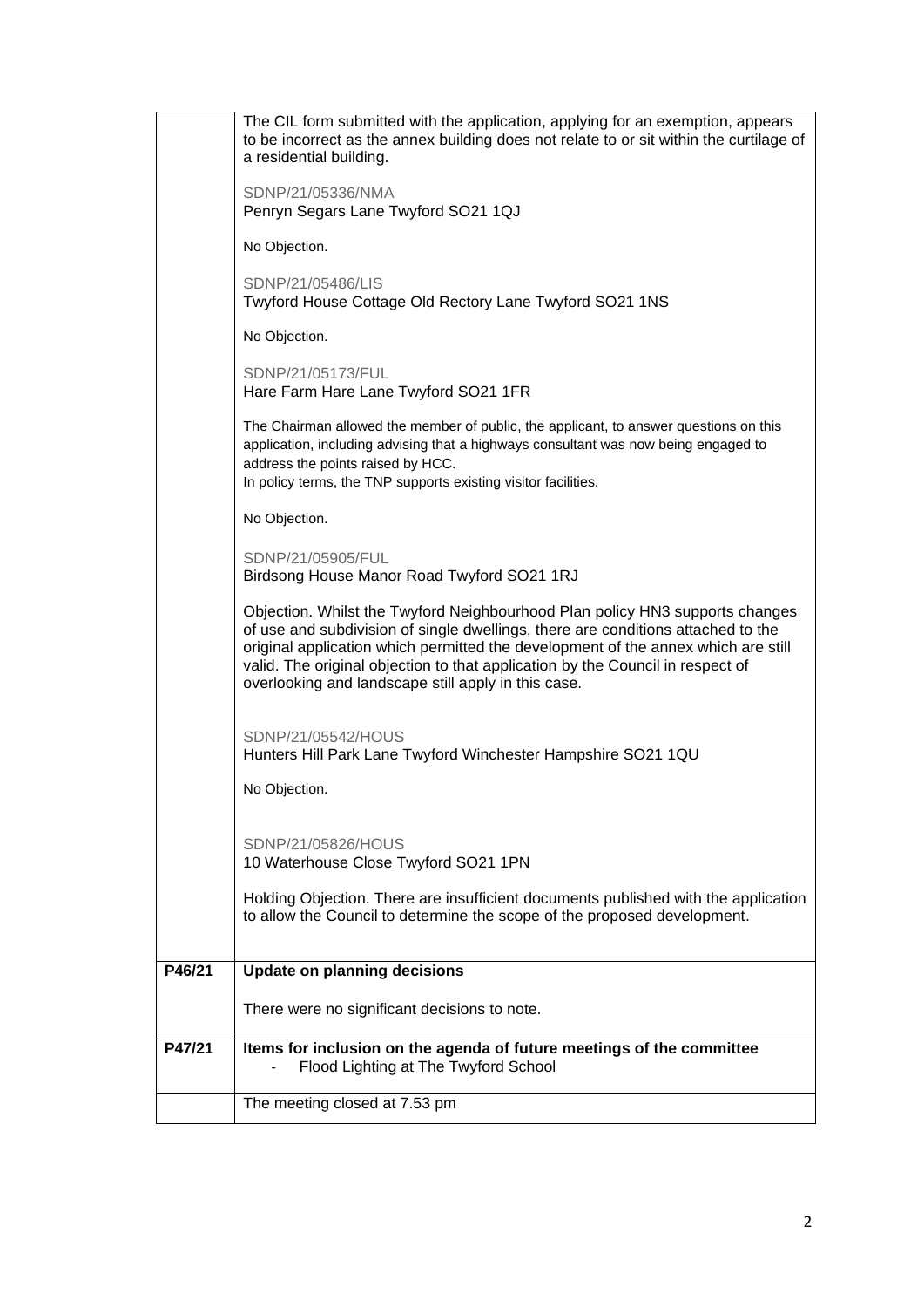| | |
|---|---|
| | The CIL form submitted with the application, applying for an exemption, appears to be incorrect as the annex building does not relate to or sit within the curtilage of a residential building.<br><br>SDNP/21/05336/NMA<br>Penryn Segars Lane Twyford SO21 1QJ<br><br>No Objection.<br><br>SDNP/21/05486/LIS<br>Twyford House Cottage Old Rectory Lane Twyford SO21 1NS<br><br>No Objection.<br><br>SDNP/21/05173/FUL<br>Hare Farm Hare Lane Twyford SO21 1FR<br><br>The Chairman allowed the member of public, the applicant, to answer questions on this application, including advising that a highways consultant was now being engaged to address the points raised by HCC.<br>In policy terms, the TNP supports existing visitor facilities.<br><br>No Objection.<br><br>SDNP/21/05905/FUL<br>Birdsong House Manor Road Twyford SO21 1RJ<br><br>Objection. Whilst the Twyford Neighbourhood Plan policy HN3 supports changes of use and subdivision of single dwellings, there are conditions attached to the original application which permitted the development of the annex which are still valid. The original objection to that application by the Council in respect of overlooking and landscape still apply in this case.<br><br>SDNP/21/05542/HOUS<br>Hunters Hill Park Lane Twyford Winchester Hampshire SO21 1QU<br><br>No Objection.<br><br>SDNP/21/05826/HOUS<br>10 Waterhouse Close Twyford SO21 1PN<br><br>Holding Objection. There are insufficient documents published with the application to allow the Council to determine the scope of the proposed development. |
| **P46/21** | **Update on planning decisions**<br><br>There were no significant decisions to note. |
| **P47/21** | **Items for inclusion on the agenda of future meetings of the committee**<br>- Flood Lighting at The Twyford School |
| | The meeting closed at 7.53 pm |